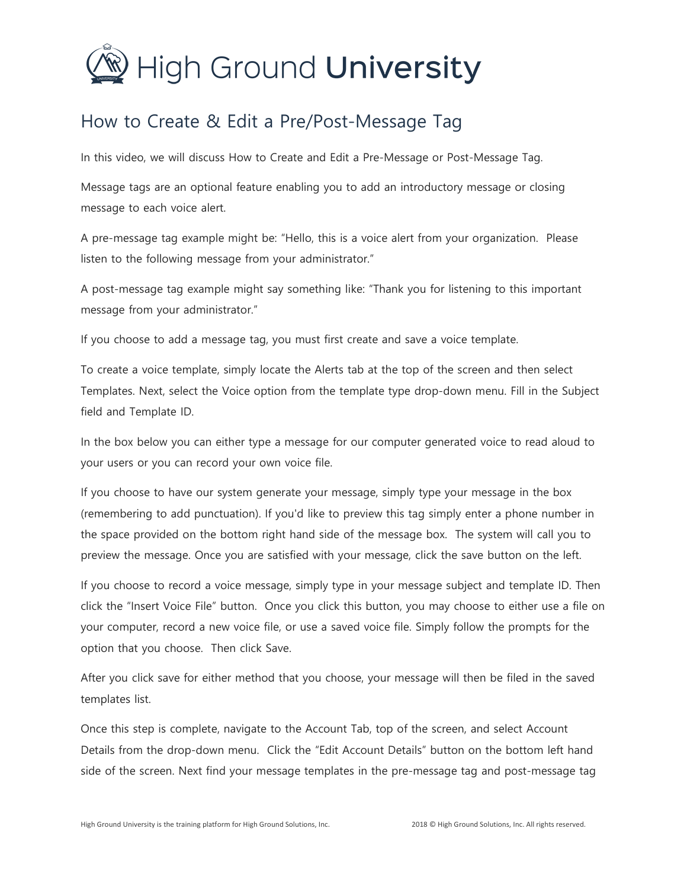# High Ground University

## How to Create & Edit a Pre/Post-Message Tag

In this video, we will discuss How to Create and Edit a Pre-Message or Post-Message Tag.

Message tags are an optional feature enabling you to add an introductory message or closing message to each voice alert.

A pre-message tag example might be: "Hello, this is a voice alert from your organization. Please listen to the following message from your administrator."

A post-message tag example might say something like: "Thank you for listening to this important message from your administrator."

If you choose to add a message tag, you must first create and save a voice template.

To create a voice template, simply locate the Alerts tab at the top of the screen and then select Templates. Next, select the Voice option from the template type drop-down menu. Fill in the Subject field and Template ID.

In the box below you can either type a message for our computer generated voice to read aloud to your users or you can record your own voice file.

If you choose to have our system generate your message, simply type your message in the box (remembering to add punctuation). If you'd like to preview this tag simply enter a phone number in the space provided on the bottom right hand side of the message box. The system will call you to preview the message. Once you are satisfied with your message, click the save button on the left.

If you choose to record a voice message, simply type in your message subject and template ID. Then click the "Insert Voice File" button. Once you click this button, you may choose to either use a file on your computer, record a new voice file, or use a saved voice file. Simply follow the prompts for the option that you choose. Then click Save.

After you click save for either method that you choose, your message will then be filed in the saved templates list.

Once this step is complete, navigate to the Account Tab, top of the screen, and select Account Details from the drop-down menu. Click the "Edit Account Details" button on the bottom left hand side of the screen. Next find your message templates in the pre-message tag and post-message tag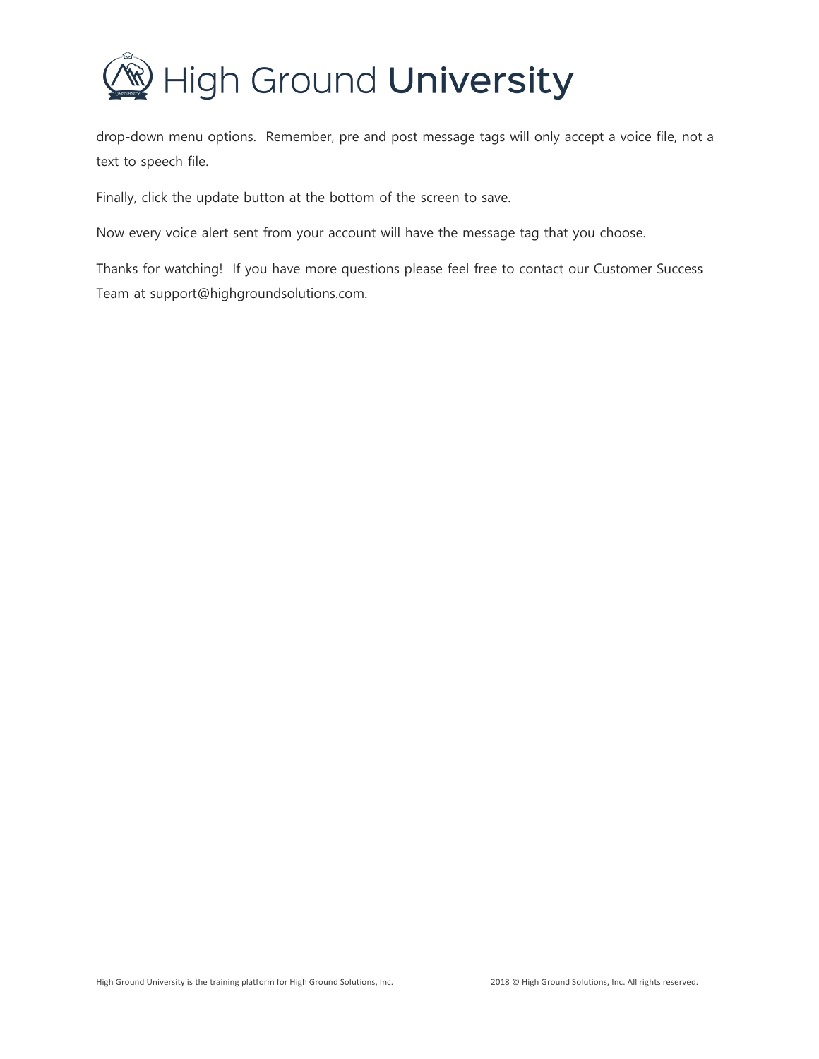drop-down menu options. Remember, pre and post message tags will only accept a voice file, not a text to speech file.

Finally, click the update button at the bottom of the screen to save.

Now every voice alert sent from your account will have the message tag that you choose.

Thanks for watching! If you have more questions please feel free to contact our Customer Success Team at support@highgroundsolutions.com.